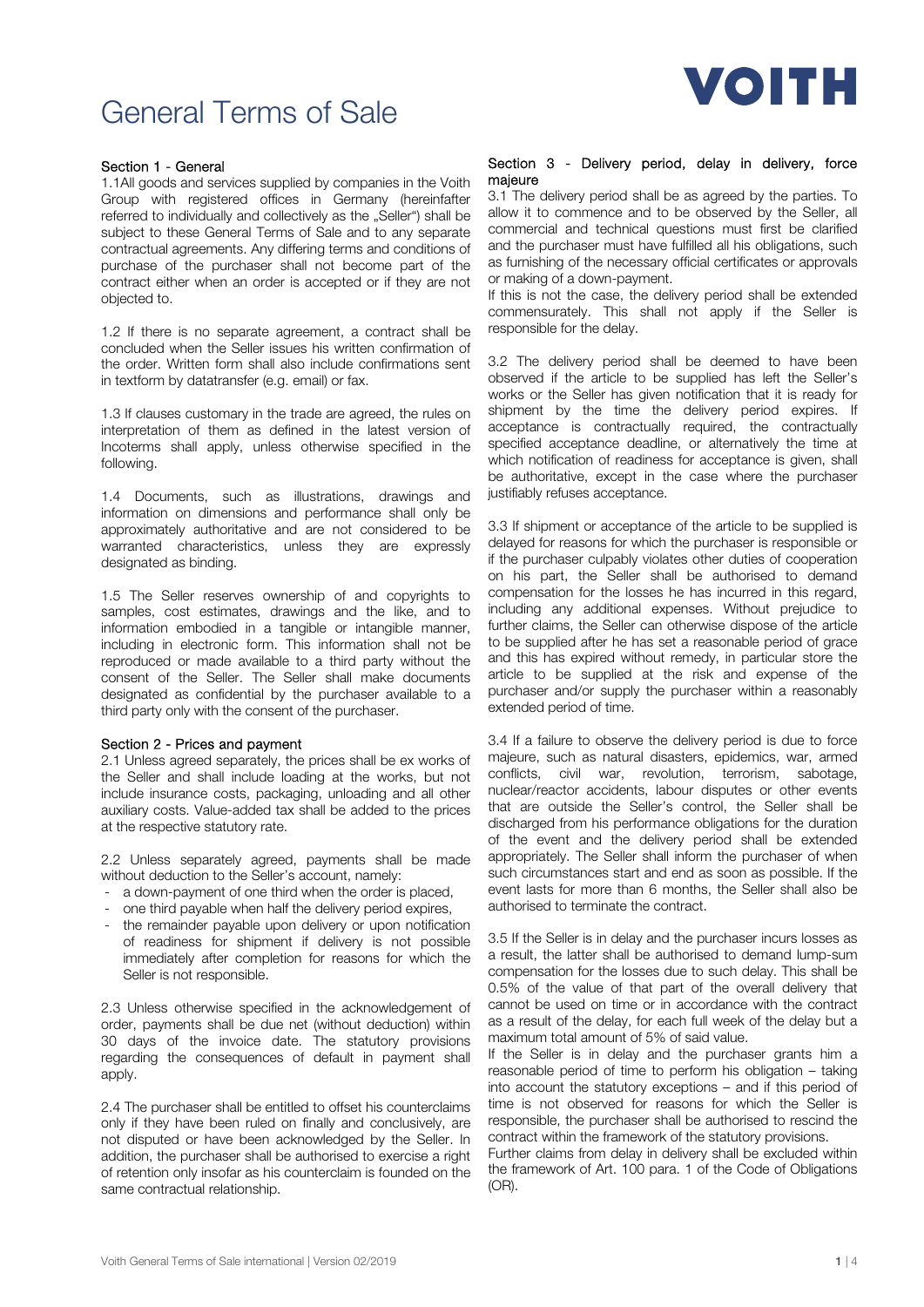# General Terms of Sale

VOITH

## Section 1 - General

1.1All goods and services supplied by companies in the Voith Group with registered offices in Germany (hereinafter referred to individually and collectively as the „Seller") shall be subject to these General Terms of Sale and to any separate contractual agreements. Any differing terms and conditions of purchase of the purchaser shall not become part of the contract either when an order is accepted or if they are not objected to.

1.2 If there is no separate agreement, a contract shall be concluded when the Seller issues his written confirmation of the order. Written form shall also include confirmations sent in textform by datatransfer (e.g. email) or fax.

1.3 If clauses customary in the trade are agreed, the rules on interpretation of them as defined in the latest version of Incoterms shall apply, unless otherwise specified in the following.

1.4 Documents, such as illustrations, drawings and information on dimensions and performance shall only be approximately authoritative and are not considered to be warranted characteristics, unless they are expressly designated as binding.

1.5 The Seller reserves ownership of and copyrights to samples, cost estimates, drawings and the like, and to information embodied in a tangible or intangible manner, including in electronic form. This information shall not be reproduced or made available to a third party without the consent of the Seller. The Seller shall make documents designated as confidential by the purchaser available to a third party only with the consent of the purchaser.

## Section 2 - Prices and payment

2.1 Unless agreed separately, the prices shall be ex works of the Seller and shall include loading at the works, but not include insurance costs, packaging, unloading and all other auxiliary costs. Value-added tax shall be added to the prices at the respective statutory rate.

2.2 Unless separately agreed, payments shall be made without deduction to the Seller's account, namely:

- a down-payment of one third when the order is placed,
- one third payable when half the delivery period expires,
- the remainder payable upon delivery or upon notification of readiness for shipment if delivery is not possible immediately after completion for reasons for which the Seller is not responsible.

2.3 Unless otherwise specified in the acknowledgement of order, payments shall be due net (without deduction) within 30 days of the invoice date. The statutory provisions regarding the consequences of default in payment shall apply.

2.4 The purchaser shall be entitled to offset his counterclaims only if they have been ruled on finally and conclusively, are not disputed or have been acknowledged by the Seller. In addition, the purchaser shall be authorised to exercise a right of retention only insofar as his counterclaim is founded on the same contractual relationship.

## Section 3 - Delivery period, delay in delivery, force majeure

3.1 The delivery period shall be as agreed by the parties. To allow it to commence and to be observed by the Seller, all commercial and technical questions must first be clarified and the purchaser must have fulfilled all his obligations, such as furnishing of the necessary official certificates or approvals or making of a down-payment.
If this is not the case, the delivery period shall be extended commensurately. This shall not apply if the Seller is responsible for the delay.

3.2 The delivery period shall be deemed to have been observed if the article to be supplied has left the Seller's works or the Seller has given notification that it is ready for shipment by the time the delivery period expires. If acceptance is contractually required, the contractually specified acceptance deadline, or alternatively the time at which notification of readiness for acceptance is given, shall be authoritative, except in the case where the purchaser justifiably refuses acceptance.

3.3 If shipment or acceptance of the article to be supplied is delayed for reasons for which the purchaser is responsible or if the purchaser culpably violates other duties of cooperation on his part, the Seller shall be authorised to demand compensation for the losses he has incurred in this regard, including any additional expenses. Without prejudice to further claims, the Seller can otherwise dispose of the article to be supplied after he has set a reasonable period of grace and this has expired without remedy, in particular store the article to be supplied at the risk and expense of the purchaser and/or supply the purchaser within a reasonably extended period of time.

3.4 If a failure to observe the delivery period is due to force majeure, such as natural disasters, epidemics, war, armed conflicts, civil war, revolution, terrorism, sabotage, nuclear/reactor accidents, labour disputes or other events that are outside the Seller's control, the Seller shall be discharged from his performance obligations for the duration of the event and the delivery period shall be extended appropriately. The Seller shall inform the purchaser of when such circumstances start and end as soon as possible. If the event lasts for more than 6 months, the Seller shall also be authorised to terminate the contract.

3.5 If the Seller is in delay and the purchaser incurs losses as a result, the latter shall be authorised to demand lump-sum compensation for the losses due to such delay. This shall be 0.5% of the value of that part of the overall delivery that cannot be used on time or in accordance with the contract as a result of the delay, for each full week of the delay but a maximum total amount of 5% of said value.
If the Seller is in delay and the purchaser grants him a reasonable period of time to perform his obligation – taking into account the statutory exceptions – and if this period of time is not observed for reasons for which the Seller is responsible, the purchaser shall be authorised to rescind the contract within the framework of the statutory provisions.
Further claims from delay in delivery shall be excluded within the framework of Art. 100 para. 1 of the Code of Obligations (OR).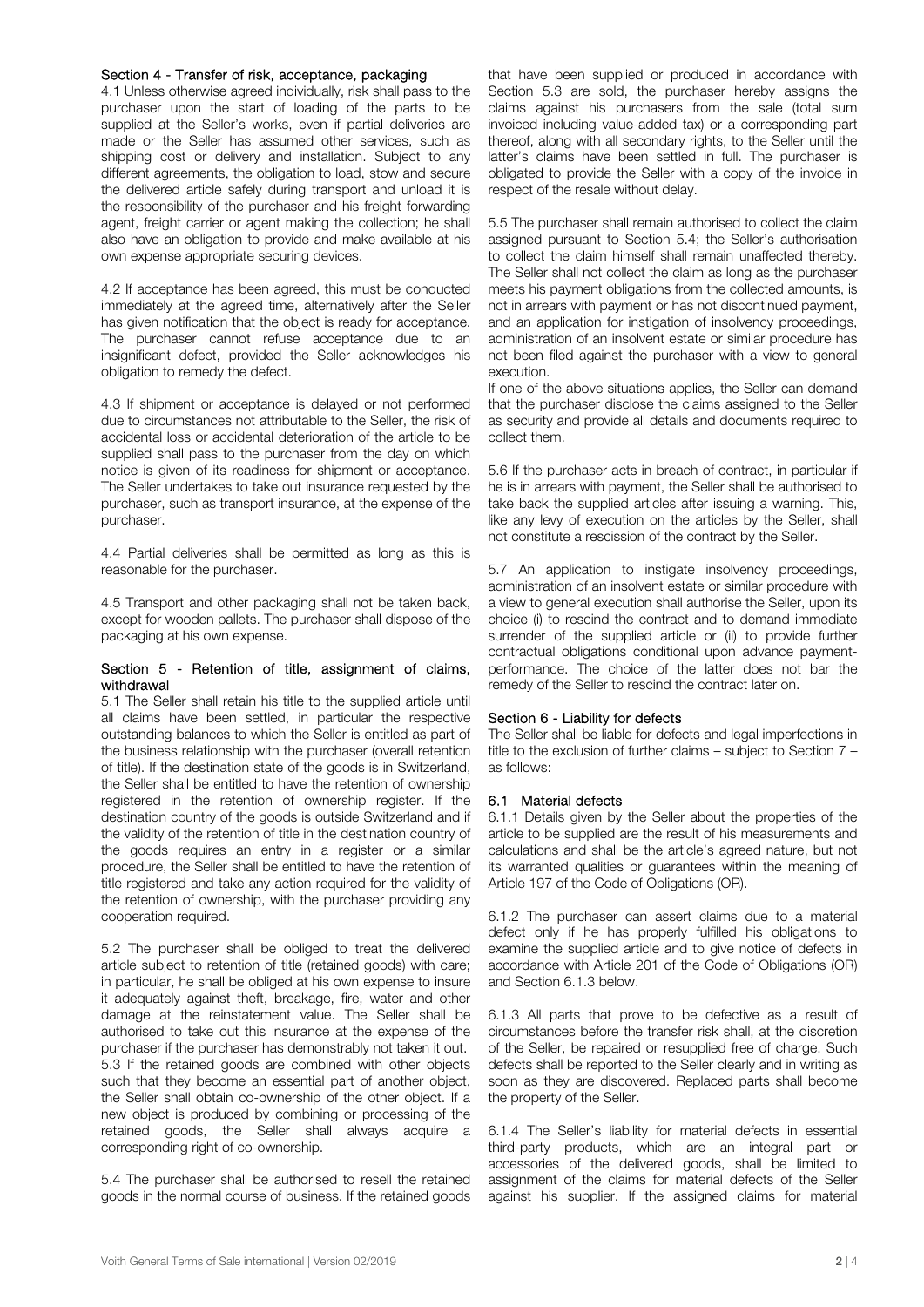### Section 4 - Transfer of risk, acceptance, packaging

4.1 Unless otherwise agreed individually, risk shall pass to the purchaser upon the start of loading of the parts to be supplied at the Seller's works, even if partial deliveries are made or the Seller has assumed other services, such as shipping cost or delivery and installation. Subject to any different agreements, the obligation to load, stow and secure the delivered article safely during transport and unload it is the responsibility of the purchaser and his freight forwarding agent, freight carrier or agent making the collection; he shall also have an obligation to provide and make available at his own expense appropriate securing devices.

4.2 If acceptance has been agreed, this must be conducted immediately at the agreed time, alternatively after the Seller has given notification that the object is ready for acceptance. The purchaser cannot refuse acceptance due to an insignificant defect, provided the Seller acknowledges his obligation to remedy the defect.

4.3 If shipment or acceptance is delayed or not performed due to circumstances not attributable to the Seller, the risk of accidental loss or accidental deterioration of the article to be supplied shall pass to the purchaser from the day on which notice is given of its readiness for shipment or acceptance. The Seller undertakes to take out insurance requested by the purchaser, such as transport insurance, at the expense of the purchaser.

4.4 Partial deliveries shall be permitted as long as this is reasonable for the purchaser.

4.5 Transport and other packaging shall not be taken back, except for wooden pallets. The purchaser shall dispose of the packaging at his own expense.

### Section 5 - Retention of title, assignment of claims, withdrawal

5.1 The Seller shall retain his title to the supplied article until all claims have been settled, in particular the respective outstanding balances to which the Seller is entitled as part of the business relationship with the purchaser (overall retention of title). If the destination state of the goods is in Switzerland, the Seller shall be entitled to have the retention of ownership registered in the retention of ownership register. If the destination country of the goods is outside Switzerland and if the validity of the retention of title in the destination country of the goods requires an entry in a register or a similar procedure, the Seller shall be entitled to have the retention of title registered and take any action required for the validity of the retention of ownership, with the purchaser providing any cooperation required.

5.2 The purchaser shall be obliged to treat the delivered article subject to retention of title (retained goods) with care; in particular, he shall be obliged at his own expense to insure it adequately against theft, breakage, fire, water and other damage at the reinstatement value. The Seller shall be authorised to take out this insurance at the expense of the purchaser if the purchaser has demonstrably not taken it out.

5.3 If the retained goods are combined with other objects such that they become an essential part of another object, the Seller shall obtain co-ownership of the other object. If a new object is produced by combining or processing of the retained goods, the Seller shall always acquire a corresponding right of co-ownership.

5.4 The purchaser shall be authorised to resell the retained goods in the normal course of business. If the retained goods that have been supplied or produced in accordance with Section 5.3 are sold, the purchaser hereby assigns the claims against his purchasers from the sale (total sum invoiced including value-added tax) or a corresponding part thereof, along with all secondary rights, to the Seller until the latter's claims have been settled in full. The purchaser is obligated to provide the Seller with a copy of the invoice in respect of the resale without delay.

5.5 The purchaser shall remain authorised to collect the claim assigned pursuant to Section 5.4; the Seller's authorisation to collect the claim himself shall remain unaffected thereby. The Seller shall not collect the claim as long as the purchaser meets his payment obligations from the collected amounts, is not in arrears with payment or has not discontinued payment, and an application for instigation of insolvency proceedings, administration of an insolvent estate or similar procedure has not been filed against the purchaser with a view to general execution.

If one of the above situations applies, the Seller can demand that the purchaser disclose the claims assigned to the Seller as security and provide all details and documents required to collect them.

5.6 If the purchaser acts in breach of contract, in particular if he is in arrears with payment, the Seller shall be authorised to take back the supplied articles after issuing a warning. This, like any levy of execution on the articles by the Seller, shall not constitute a rescission of the contract by the Seller.

5.7 An application to instigate insolvency proceedings, administration of an insolvent estate or similar procedure with a view to general execution shall authorise the Seller, upon its choice (i) to rescind the contract and to demand immediate surrender of the supplied article or (ii) to provide further contractual obligations conditional upon advance payment-performance. The choice of the latter does not bar the remedy of the Seller to rescind the contract later on.

### Section 6 - Liability for defects

The Seller shall be liable for defects and legal imperfections in title to the exclusion of further claims – subject to Section 7 – as follows:

#### 6.1 Material defects

6.1.1 Details given by the Seller about the properties of the article to be supplied are the result of his measurements and calculations and shall be the article's agreed nature, but not its warranted qualities or guarantees within the meaning of Article 197 of the Code of Obligations (OR).

6.1.2 The purchaser can assert claims due to a material defect only if he has properly fulfilled his obligations to examine the supplied article and to give notice of defects in accordance with Article 201 of the Code of Obligations (OR) and Section 6.1.3 below.

6.1.3 All parts that prove to be defective as a result of circumstances before the transfer risk shall, at the discretion of the Seller, be repaired or resupplied free of charge. Such defects shall be reported to the Seller clearly and in writing as soon as they are discovered. Replaced parts shall become the property of the Seller.

6.1.4 The Seller's liability for material defects in essential third-party products, which are an integral part or accessories of the delivered goods, shall be limited to assignment of the claims for material defects of the Seller against his supplier. If the assigned claims for material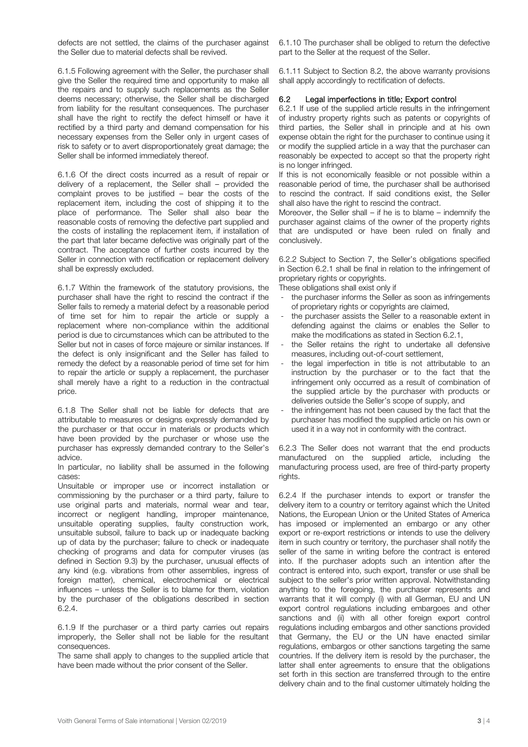defects are not settled, the claims of the purchaser against the Seller due to material defects shall be revived.

6.1.5 Following agreement with the Seller, the purchaser shall give the Seller the required time and opportunity to make all the repairs and to supply such replacements as the Seller deems necessary; otherwise, the Seller shall be discharged from liability for the resultant consequences. The purchaser shall have the right to rectify the defect himself or have it rectified by a third party and demand compensation for his necessary expenses from the Seller only in urgent cases of risk to safety or to avert disproportionately great damage; the Seller shall be informed immediately thereof.

6.1.6 Of the direct costs incurred as a result of repair or delivery of a replacement, the Seller shall – provided the complaint proves to be justified – bear the costs of the replacement item, including the cost of shipping it to the place of performance. The Seller shall also bear the reasonable costs of removing the defective part supplied and the costs of installing the replacement item, if installation of the part that later became defective was originally part of the contract. The acceptance of further costs incurred by the Seller in connection with rectification or replacement delivery shall be expressly excluded.

6.1.7 Within the framework of the statutory provisions, the purchaser shall have the right to rescind the contract if the Seller fails to remedy a material defect by a reasonable period of time set for him to repair the article or supply a replacement where non-compliance within the additional period is due to circumstances which can be attributed to the Seller but not in cases of force majeure or similar instances. If the defect is only insignificant and the Seller has failed to remedy the defect by a reasonable period of time set for him to repair the article or supply a replacement, the purchaser shall merely have a right to a reduction in the contractual price.

6.1.8 The Seller shall not be liable for defects that are attributable to measures or designs expressly demanded by the purchaser or that occur in materials or products which have been provided by the purchaser or whose use the purchaser has expressly demanded contrary to the Seller's advice.

In particular, no liability shall be assumed in the following cases:

Unsuitable or improper use or incorrect installation or commissioning by the purchaser or a third party, failure to use original parts and materials, normal wear and tear, incorrect or negligent handling, improper maintenance, unsuitable operating supplies, faulty construction work, unsuitable subsoil, failure to back up or inadequate backing up of data by the purchaser; failure to check or inadequate checking of programs and data for computer viruses (as defined in Section 9.3) by the purchaser, unusual effects of any kind (e.g. vibrations from other assemblies, ingress of foreign matter), chemical, electrochemical or electrical influences – unless the Seller is to blame for them, violation by the purchaser of the obligations described in section 6.2.4.

6.1.9 If the purchaser or a third party carries out repairs improperly, the Seller shall not be liable for the resultant consequences.

The same shall apply to changes to the supplied article that have been made without the prior consent of the Seller.

6.1.10 The purchaser shall be obliged to return the defective part to the Seller at the request of the Seller.

6.1.11 Subject to Section 8.2, the above warranty provisions shall apply accordingly to rectification of defects.

### 6.2 Legal imperfections in title; Export control

6.2.1 If use of the supplied article results in the infringement of industry property rights such as patents or copyrights of third parties, the Seller shall in principle and at his own expense obtain the right for the purchaser to continue using it or modify the supplied article in a way that the purchaser can reasonably be expected to accept so that the property right is no longer infringed.

If this is not economically feasible or not possible within a reasonable period of time, the purchaser shall be authorised to rescind the contract. If said conditions exist, the Seller shall also have the right to rescind the contract.

Moreover, the Seller shall – if he is to blame – indemnify the purchaser against claims of the owner of the property rights that are undisputed or have been ruled on finally and conclusively.

6.2.2 Subject to Section 7, the Seller's obligations specified in Section 6.2.1 shall be final in relation to the infringement of proprietary rights or copyrights.

These obligations shall exist only if

- the purchaser informs the Seller as soon as infringements of proprietary rights or copyrights are claimed,
- the purchaser assists the Seller to a reasonable extent in defending against the claims or enables the Seller to make the modifications as stated in Section 6.2.1,
- the Seller retains the right to undertake all defensive measures, including out-of-court settlement,
- the legal imperfection in title is not attributable to an instruction by the purchaser or to the fact that the infringement only occurred as a result of combination of the supplied article by the purchaser with products or deliveries outside the Seller's scope of supply, and
- the infringement has not been caused by the fact that the purchaser has modified the supplied article on his own or used it in a way not in conformity with the contract.

6.2.3 The Seller does not warrant that the end products manufactured on the supplied article, including the manufacturing process used, are free of third-party property rights.

6.2.4 If the purchaser intends to export or transfer the delivery item to a country or territory against which the United Nations, the European Union or the United States of America has imposed or implemented an embargo or any other export or re-export restrictions or intends to use the delivery item in such country or territory, the purchaser shall notify the seller of the same in writing before the contract is entered into. If the purchaser adopts such an intention after the contract is entered into, such export, transfer or use shall be subject to the seller's prior written approval. Notwithstanding anything to the foregoing, the purchaser represents and warrants that it will comply (i) with all German, EU and UN export control regulations including embargoes and other sanctions and (ii) with all other foreign export control regulations including embargos and other sanctions provided that Germany, the EU or the UN have enacted similar regulations, embargos or other sanctions targeting the same countries. If the delivery item is resold by the purchaser, the latter shall enter agreements to ensure that the obligations set forth in this section are transferred through to the entire delivery chain and to the final customer ultimately holding the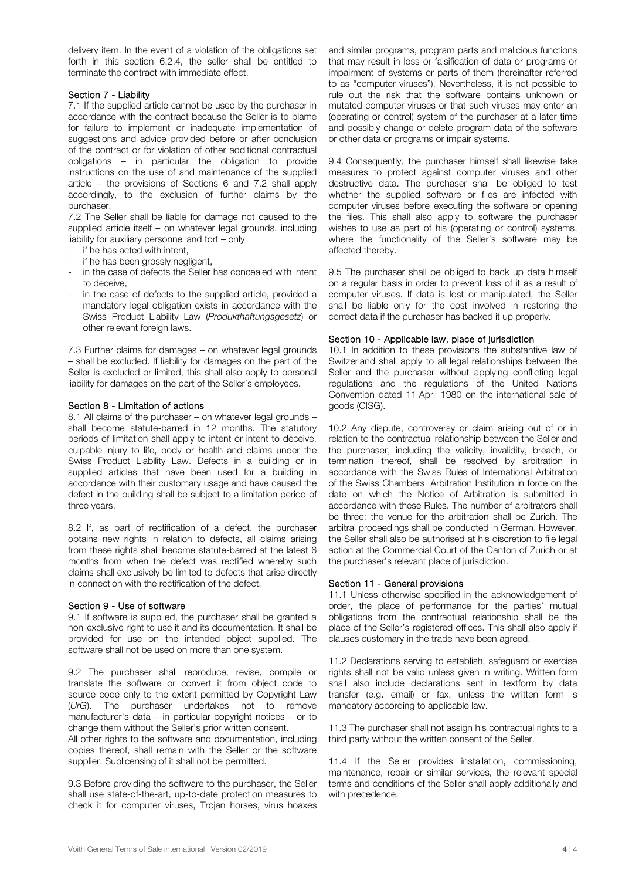delivery item. In the event of a violation of the obligations set forth in this section 6.2.4, the seller shall be entitled to terminate the contract with immediate effect.

## Section 7 - Liability

7.1 If the supplied article cannot be used by the purchaser in accordance with the contract because the Seller is to blame for failure to implement or inadequate implementation of suggestions and advice provided before or after conclusion of the contract or for violation of other additional contractual obligations – in particular the obligation to provide instructions on the use of and maintenance of the supplied article – the provisions of Sections 6 and 7.2 shall apply accordingly, to the exclusion of further claims by the purchaser.

7.2 The Seller shall be liable for damage not caused to the supplied article itself – on whatever legal grounds, including liability for auxiliary personnel and tort – only

- if he has acted with intent,
- if he has been grossly negligent,
- in the case of defects the Seller has concealed with intent to deceive,
- in the case of defects to the supplied article, provided a mandatory legal obligation exists in accordance with the Swiss Product Liability Law (*Produkthaftungsgesetz*) or other relevant foreign laws.

7.3 Further claims for damages – on whatever legal grounds – shall be excluded. If liability for damages on the part of the Seller is excluded or limited, this shall also apply to personal liability for damages on the part of the Seller's employees.

## Section 8 - Limitation of actions

8.1 All claims of the purchaser – on whatever legal grounds – shall become statute-barred in 12 months. The statutory periods of limitation shall apply to intent or intent to deceive, culpable injury to life, body or health and claims under the Swiss Product Liability Law. Defects in a building or in supplied articles that have been used for a building in accordance with their customary usage and have caused the defect in the building shall be subject to a limitation period of three years.

8.2 If, as part of rectification of a defect, the purchaser obtains new rights in relation to defects, all claims arising from these rights shall become statute-barred at the latest 6 months from when the defect was rectified whereby such claims shall exclusively be limited to defects that arise directly in connection with the rectification of the defect.

## Section 9 - Use of software

9.1 If software is supplied, the purchaser shall be granted a non-exclusive right to use it and its documentation. It shall be provided for use on the intended object supplied. The software shall not be used on more than one system.

9.2 The purchaser shall reproduce, revise, compile or translate the software or convert it from object code to source code only to the extent permitted by Copyright Law (*UrG*). The purchaser undertakes not to remove manufacturer's data – in particular copyright notices – or to change them without the Seller's prior written consent.
All other rights to the software and documentation, including copies thereof, shall remain with the Seller or the software supplier. Sublicensing of it shall not be permitted.

9.3 Before providing the software to the purchaser, the Seller shall use state-of-the-art, up-to-date protection measures to check it for computer viruses, Trojan horses, virus hoaxes and similar programs, program parts and malicious functions that may result in loss or falsification of data or programs or impairment of systems or parts of them (hereinafter referred to as "computer viruses"). Nevertheless, it is not possible to rule out the risk that the software contains unknown or mutated computer viruses or that such viruses may enter an (operating or control) system of the purchaser at a later time and possibly change or delete program data of the software or other data or programs or impair systems.

9.4 Consequently, the purchaser himself shall likewise take measures to protect against computer viruses and other destructive data. The purchaser shall be obliged to test whether the supplied software or files are infected with computer viruses before executing the software or opening the files. This shall also apply to software the purchaser wishes to use as part of his (operating or control) systems, where the functionality of the Seller's software may be affected thereby.

9.5 The purchaser shall be obliged to back up data himself on a regular basis in order to prevent loss of it as a result of computer viruses. If data is lost or manipulated, the Seller shall be liable only for the cost involved in restoring the correct data if the purchaser has backed it up properly.

## Section 10 - Applicable law, place of jurisdiction

10.1 In addition to these provisions the substantive law of Switzerland shall apply to all legal relationships between the Seller and the purchaser without applying conflicting legal regulations and the regulations of the United Nations Convention dated 11 April 1980 on the international sale of goods (CISG).

10.2 Any dispute, controversy or claim arising out of or in relation to the contractual relationship between the Seller and the purchaser, including the validity, invalidity, breach, or termination thereof, shall be resolved by arbitration in accordance with the Swiss Rules of International Arbitration of the Swiss Chambers' Arbitration Institution in force on the date on which the Notice of Arbitration is submitted in accordance with these Rules. The number of arbitrators shall be three; the venue for the arbitration shall be Zurich. The arbitral proceedings shall be conducted in German. However, the Seller shall also be authorised at his discretion to file legal action at the Commercial Court of the Canton of Zurich or at the purchaser's relevant place of jurisdiction.

## Section 11 - General provisions

11.1 Unless otherwise specified in the acknowledgement of order, the place of performance for the parties' mutual obligations from the contractual relationship shall be the place of the Seller's registered offices. This shall also apply if clauses customary in the trade have been agreed.

11.2 Declarations serving to establish, safeguard or exercise rights shall not be valid unless given in writing. Written form shall also include declarations sent in textform by data transfer (e.g. email) or fax, unless the written form is mandatory according to applicable law.

11.3 The purchaser shall not assign his contractual rights to a third party without the written consent of the Seller.

11.4 If the Seller provides installation, commissioning, maintenance, repair or similar services, the relevant special terms and conditions of the Seller shall apply additionally and with precedence.